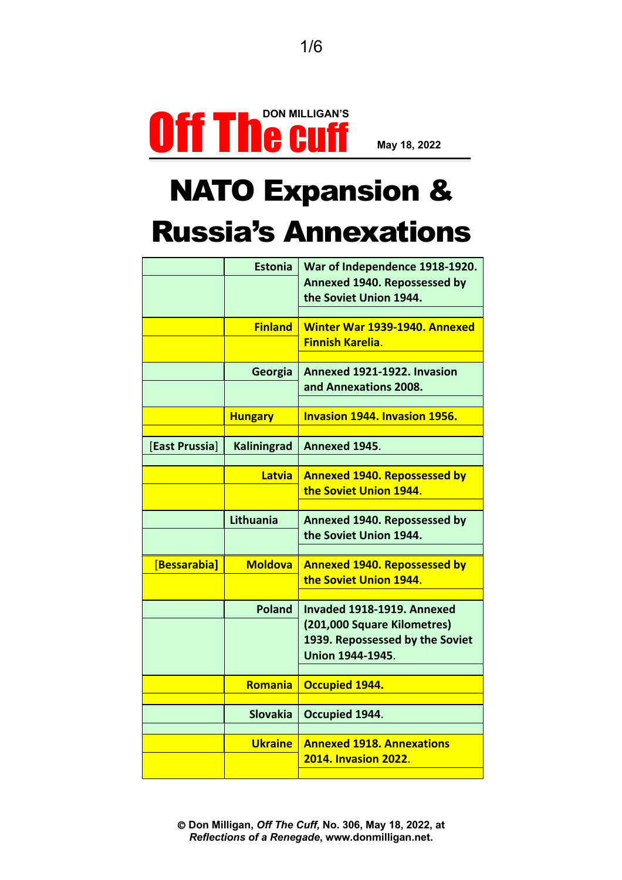**DON MILLIGAN'S**

# Off The Cuff

**May 18, 2022**

# NATO Expansion & Russia's Annexations

| | | |
|---|---|---|
| | **Estonia** | **War of Independence 1918-1920. Annexed 1940. Repossessed by the Soviet Union 1944.** |
| | **Finland** | **Winter War 1939-1940. Annexed Finnish Karelia.** |
| | **Georgia** | **Annexed 1921-1922. Invasion and Annexations 2008.** |
| | **Hungary** | **Invasion 1944. Invasion 1956.** |
| [East Prussia] | **Kaliningrad** | **Annexed 1945.** |
| | **Latvia** | **Annexed 1940. Repossessed by the Soviet Union 1944.** |
| | **Lithuania** | **Annexed 1940. Repossessed by the Soviet Union 1944.** |
| **[Bessarabia]** | **Moldova** | **Annexed 1940. Repossessed by the Soviet Union 1944.** |
| | **Poland** | **Invaded 1918-1919. Annexed (201,000 Square Kilometres) 1939. Repossessed by the Soviet Union 1944-1945.** |
| | **Romania** | **Occupied 1944.** |
| | **Slovakia** | **Occupied 1944.** |
| | **Ukraine** | **Annexed 1918. Annexations 2014. Invasion 2022.** |

**© Don Milligan, *Off The Cuff,* No. 306, May 18, 2022, at *Reflections of a Renegade*, www.donmilligan.net.**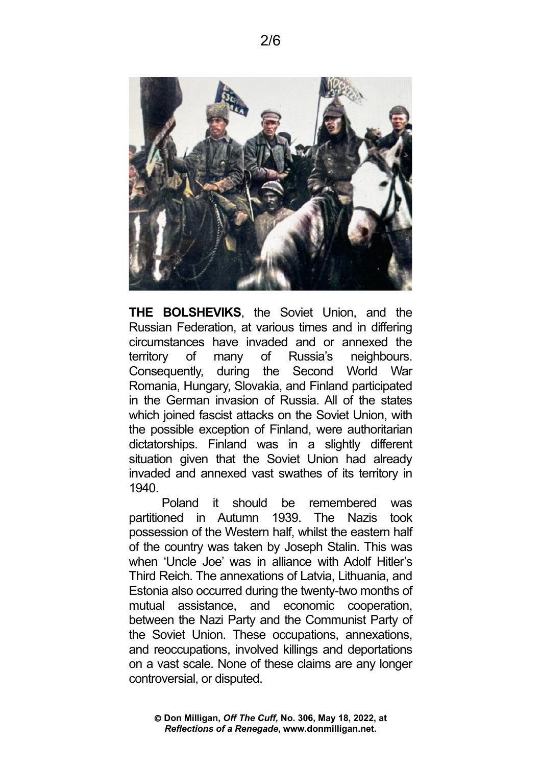**THE BOLSHEVIKS**, the Soviet Union, and the Russian Federation, at various times and in differing circumstances have invaded and or annexed the territory of many of Russia's neighbours. Consequently, during the Second World War Romania, Hungary, Slovakia, and Finland participated in the German invasion of Russia. All of the states which joined fascist attacks on the Soviet Union, with the possible exception of Finland, were authoritarian dictatorships. Finland was in a slightly different situation given that the Soviet Union had already invaded and annexed vast swathes of its territory in 1940.

Poland it should be remembered was partitioned in Autumn 1939. The Nazis took possession of the Western half, whilst the eastern half of the country was taken by Joseph Stalin. This was when 'Uncle Joe' was in alliance with Adolf Hitler's Third Reich. The annexations of Latvia, Lithuania, and Estonia also occurred during the twenty-two months of mutual assistance, and economic cooperation, between the Nazi Party and the Communist Party of the Soviet Union. These occupations, annexations, and reoccupations, involved killings and deportations on a vast scale. None of these claims are any longer controversial, or disputed.

© Don Milligan, *Off The Cuff,* No. 306, May 18, 2022, at *Reflections of a Renegade*, www.donmilligan.net.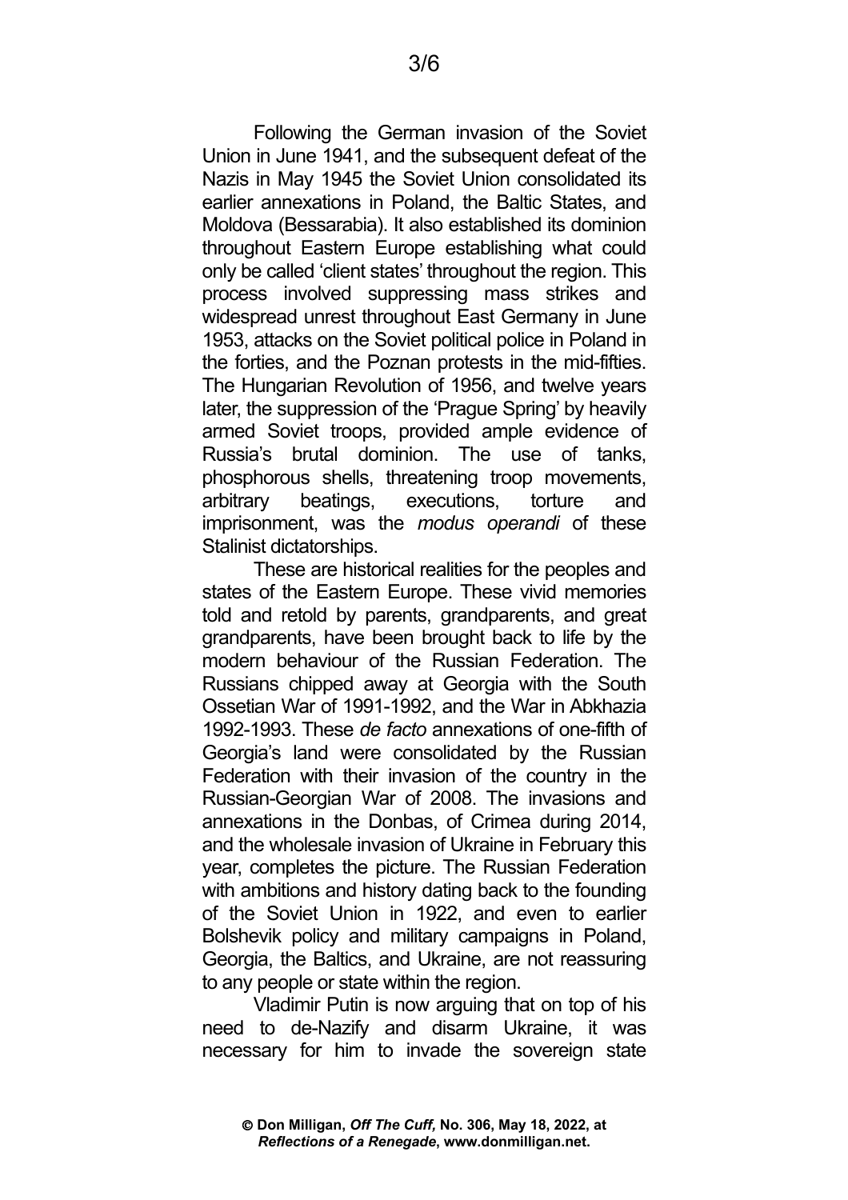Following the German invasion of the Soviet Union in June 1941, and the subsequent defeat of the Nazis in May 1945 the Soviet Union consolidated its earlier annexations in Poland, the Baltic States, and Moldova (Bessarabia). It also established its dominion throughout Eastern Europe establishing what could only be called 'client states' throughout the region. This process involved suppressing mass strikes and widespread unrest throughout East Germany in June 1953, attacks on the Soviet political police in Poland in the forties, and the Poznan protests in the mid-fifties. The Hungarian Revolution of 1956, and twelve years later, the suppression of the 'Prague Spring' by heavily armed Soviet troops, provided ample evidence of Russia's brutal dominion. The use of tanks, phosphorous shells, threatening troop movements, arbitrary beatings, executions, torture and imprisonment, was the *modus operandi* of these Stalinist dictatorships.

These are historical realities for the peoples and states of the Eastern Europe. These vivid memories told and retold by parents, grandparents, and great grandparents, have been brought back to life by the modern behaviour of the Russian Federation. The Russians chipped away at Georgia with the South Ossetian War of 1991-1992, and the War in Abkhazia 1992-1993. These *de facto* annexations of one-fifth of Georgia's land were consolidated by the Russian Federation with their invasion of the country in the Russian-Georgian War of 2008. The invasions and annexations in the Donbas, of Crimea during 2014, and the wholesale invasion of Ukraine in February this year, completes the picture. The Russian Federation with ambitions and history dating back to the founding of the Soviet Union in 1922, and even to earlier Bolshevik policy and military campaigns in Poland, Georgia, the Baltics, and Ukraine, are not reassuring to any people or state within the region.

Vladimir Putin is now arguing that on top of his need to de-Nazify and disarm Ukraine, it was necessary for him to invade the sovereign state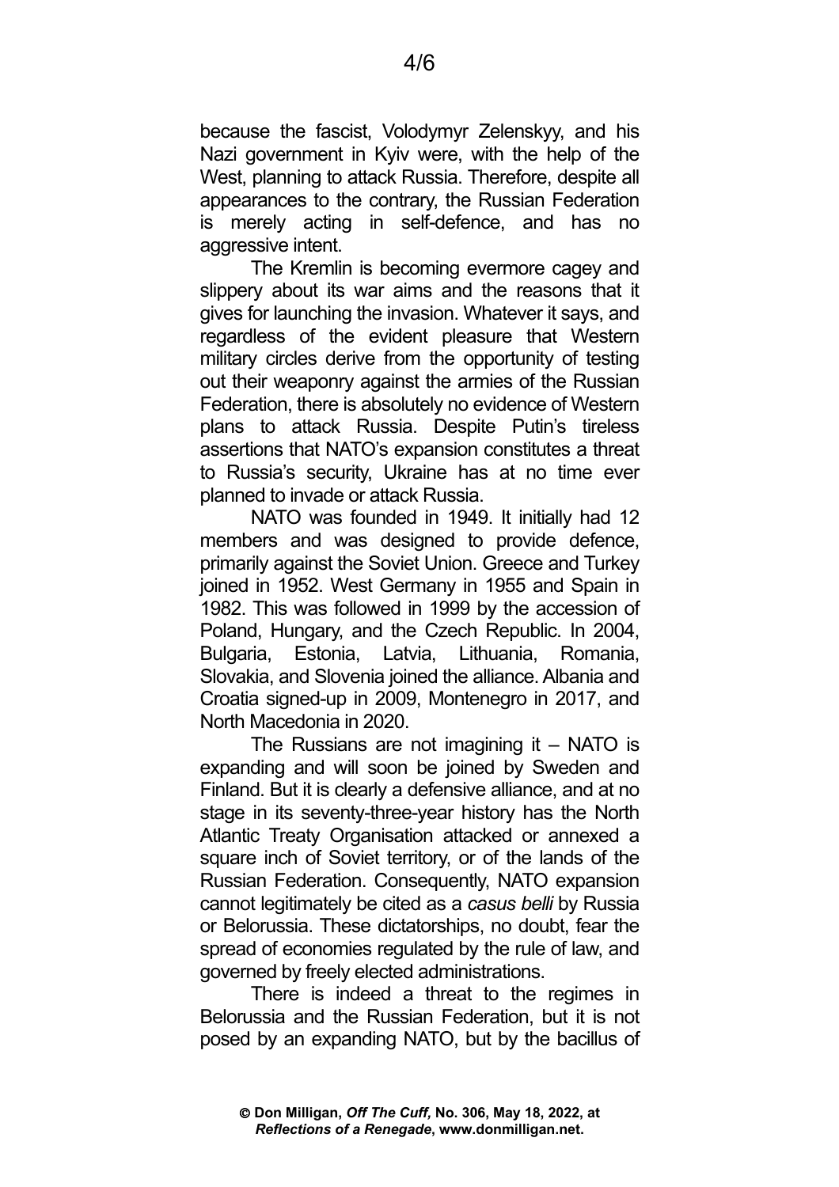because the fascist, Volodymyr Zelenskyy, and his Nazi government in Kyiv were, with the help of the West, planning to attack Russia. Therefore, despite all appearances to the contrary, the Russian Federation is merely acting in self-defence, and has no aggressive intent.

The Kremlin is becoming evermore cagey and slippery about its war aims and the reasons that it gives for launching the invasion. Whatever it says, and regardless of the evident pleasure that Western military circles derive from the opportunity of testing out their weaponry against the armies of the Russian Federation, there is absolutely no evidence of Western plans to attack Russia. Despite Putin's tireless assertions that NATO's expansion constitutes a threat to Russia's security, Ukraine has at no time ever planned to invade or attack Russia.

NATO was founded in 1949. It initially had 12 members and was designed to provide defence, primarily against the Soviet Union. Greece and Turkey joined in 1952. West Germany in 1955 and Spain in 1982. This was followed in 1999 by the accession of Poland, Hungary, and the Czech Republic. In 2004, Bulgaria, Estonia, Latvia, Lithuania, Romania, Slovakia, and Slovenia joined the alliance. Albania and Croatia signed-up in 2009, Montenegro in 2017, and North Macedonia in 2020.

The Russians are not imagining it – NATO is expanding and will soon be joined by Sweden and Finland. But it is clearly a defensive alliance, and at no stage in its seventy-three-year history has the North Atlantic Treaty Organisation attacked or annexed a square inch of Soviet territory, or of the lands of the Russian Federation. Consequently, NATO expansion cannot legitimately be cited as a *casus belli* by Russia or Belorussia. These dictatorships, no doubt, fear the spread of economies regulated by the rule of law, and governed by freely elected administrations.

There is indeed a threat to the regimes in Belorussia and the Russian Federation, but it is not posed by an expanding NATO, but by the bacillus of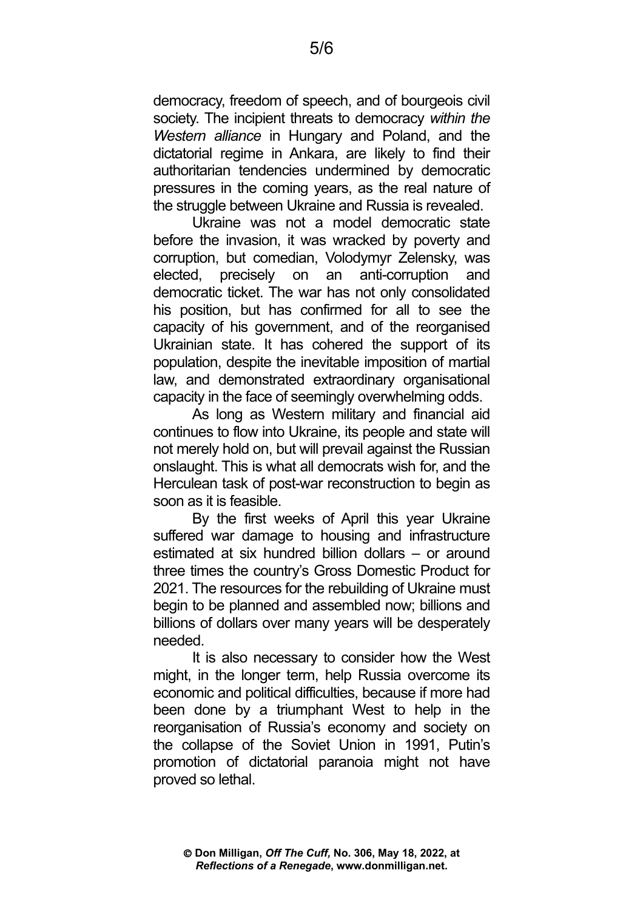democracy, freedom of speech, and of bourgeois civil society. The incipient threats to democracy *within the Western alliance* in Hungary and Poland, and the dictatorial regime in Ankara, are likely to find their authoritarian tendencies undermined by democratic pressures in the coming years, as the real nature of the struggle between Ukraine and Russia is revealed.

Ukraine was not a model democratic state before the invasion, it was wracked by poverty and corruption, but comedian, Volodymyr Zelensky, was elected, precisely on an anti-corruption and democratic ticket. The war has not only consolidated his position, but has confirmed for all to see the capacity of his government, and of the reorganised Ukrainian state. It has cohered the support of its population, despite the inevitable imposition of martial law, and demonstrated extraordinary organisational capacity in the face of seemingly overwhelming odds.

As long as Western military and financial aid continues to flow into Ukraine, its people and state will not merely hold on, but will prevail against the Russian onslaught. This is what all democrats wish for, and the Herculean task of post-war reconstruction to begin as soon as it is feasible.

By the first weeks of April this year Ukraine suffered war damage to housing and infrastructure estimated at six hundred billion dollars – or around three times the country's Gross Domestic Product for 2021. The resources for the rebuilding of Ukraine must begin to be planned and assembled now; billions and billions of dollars over many years will be desperately needed.

It is also necessary to consider how the West might, in the longer term, help Russia overcome its economic and political difficulties, because if more had been done by a triumphant West to help in the reorganisation of Russia's economy and society on the collapse of the Soviet Union in 1991, Putin's promotion of dictatorial paranoia might not have proved so lethal.

**© Don Milligan, *Off The Cuff,* No. 306, May 18, 2022, at *Reflections of a Renegade*, www.donmilligan.net.**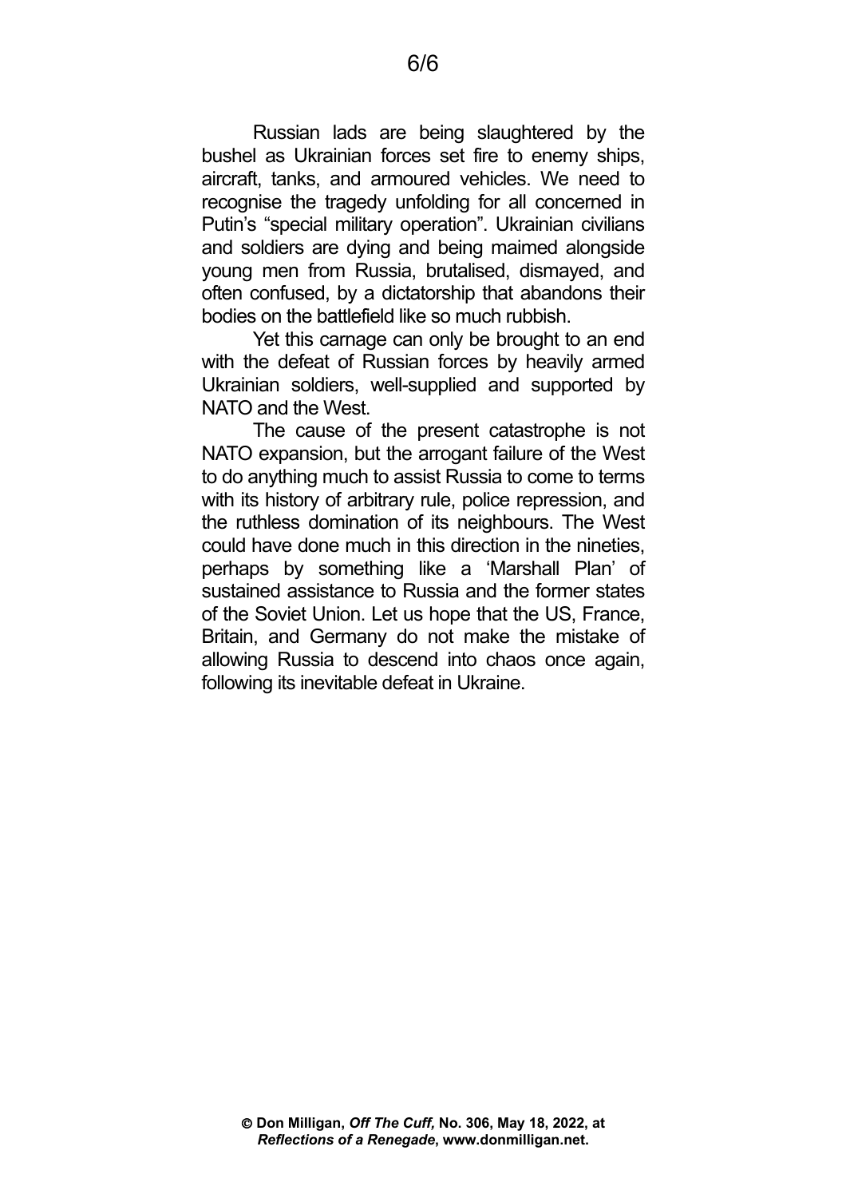Russian lads are being slaughtered by the bushel as Ukrainian forces set fire to enemy ships, aircraft, tanks, and armoured vehicles. We need to recognise the tragedy unfolding for all concerned in Putin's "special military operation". Ukrainian civilians and soldiers are dying and being maimed alongside young men from Russia, brutalised, dismayed, and often confused, by a dictatorship that abandons their bodies on the battlefield like so much rubbish.

Yet this carnage can only be brought to an end with the defeat of Russian forces by heavily armed Ukrainian soldiers, well-supplied and supported by NATO and the West.

The cause of the present catastrophe is not NATO expansion, but the arrogant failure of the West to do anything much to assist Russia to come to terms with its history of arbitrary rule, police repression, and the ruthless domination of its neighbours. The West could have done much in this direction in the nineties, perhaps by something like a 'Marshall Plan' of sustained assistance to Russia and the former states of the Soviet Union. Let us hope that the US, France, Britain, and Germany do not make the mistake of allowing Russia to descend into chaos once again, following its inevitable defeat in Ukraine.

**© Don Milligan, *Off The Cuff*, No. 306, May 18, 2022, at *Reflections of a Renegade*, www.donmilligan.net.**